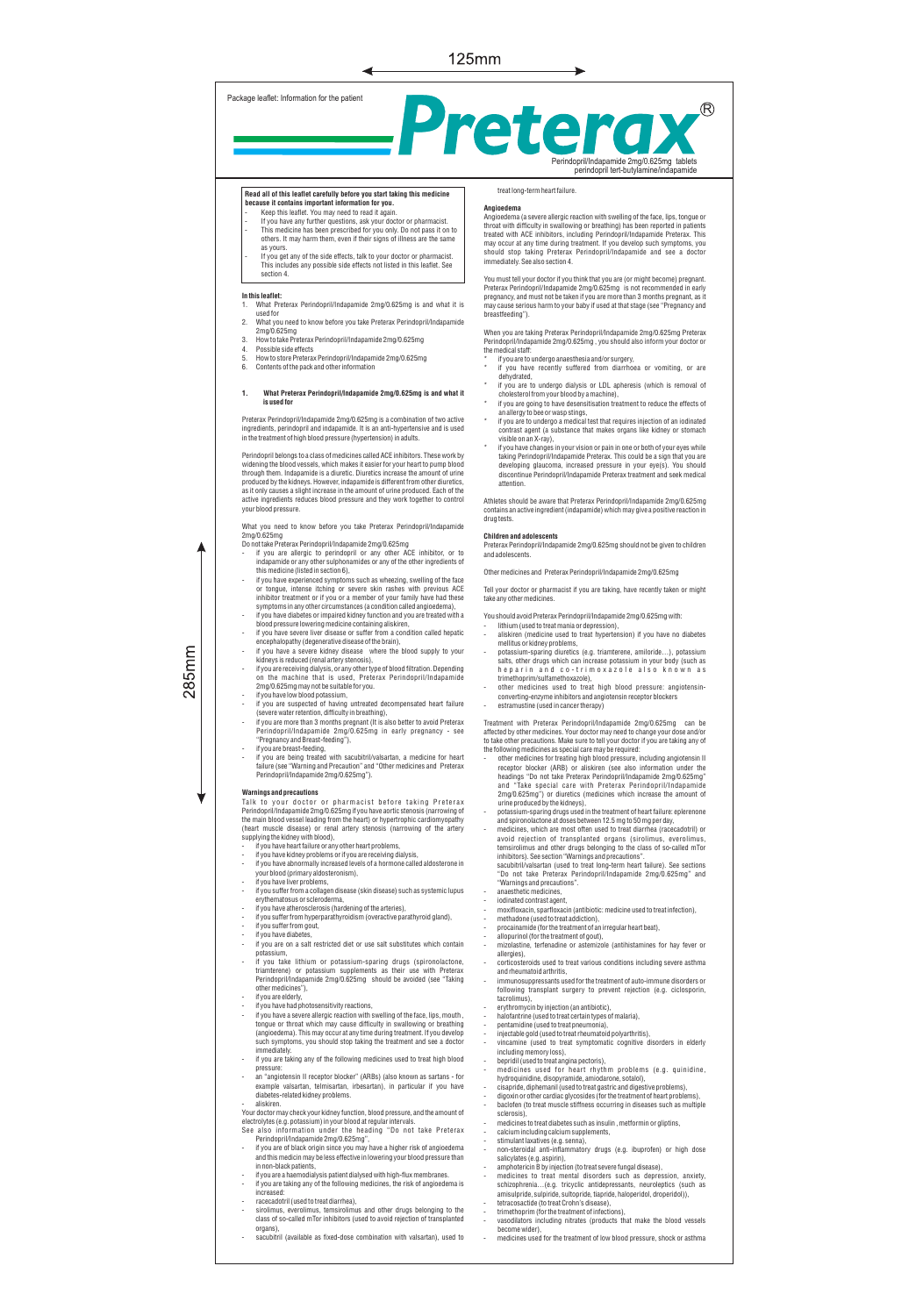Package leaflet: Information for the patient

# Preterax®

Perindopril/Indapamide 2mg/0.625mg tablets
perindopril tert-butylamine/indapamide

**Read all of this leaflet carefully before you start taking this medicine because it contains important information for you.**

- Keep this leaflet. You may need to read it again.
- If you have any further questions, ask your doctor or pharmacist.
- This medicine has been prescribed for you only. Do not pass it on to others. It may harm them, even if their signs of illness are the same as yours.
- If you get any of the side effects, talk to your doctor or pharmacist. This includes any possible side effects not listed in this leaflet. See section 4.

**In this leaflet:**

1. What Preterax Perindopril/Indapamide 2mg/0.625mg is and what it is used for
2. What you need to know before you take Preterax Perindopril/Indapamide 2mg/0.625mg
3. How to take Preterax Perindopril/Indapamide 2mg/0.625mg
4. Possible side effects
5. How to store Preterax Perindopril/Indapamide 2mg/0.625mg
6. Contents of the pack and other information

## 1. What Preterax Perindopril/Indapamide 2mg/0.625mg is and what it is used for

Preterax Perindopril/Indapamide 2mg/0.625mg is a combination of two active ingredients, perindopril and indapamide. It is an anti-hypertensive and is used in the treatment of high blood pressure (hypertension) in adults.

Perindopril belongs to a class of medicines called ACE inhibitors. These work by widening the blood vessels, which makes it easier for your heart to pump blood through them. Indapamide is a diuretic. Diuretics increase the amount of urine produced by the kidneys. However, indapamide is different from other diuretics, as it only causes a slight increase in the amount of urine produced. Each of the active ingredients reduces blood pressure and they work together to control your blood pressure.

What you need to know before you take Preterax Perindopril/Indapamide 2mg/0.625mg

Do not take Preterax Perindopril/Indapamide 2mg/0.625mg

- if you are allergic to perindopril or any other ACE inhibitor, or to indapamide or any other sulphonamides or any of the other ingredients of this medicine (listed in section 6),
- if you have experienced symptoms such as wheezing, swelling of the face or tongue, intense itching or severe skin rashes with previous ACE inhibitor treatment or if you or a member of your family have had these symptoms in any other circumstances (a condition called angioedema),
- if you have diabetes or impaired kidney function and you are treated with a blood pressure lowering medicine containing aliskiren,
- if you have severe liver disease or suffer from a condition called hepatic encephalopathy (degenerative disease of the brain),
- if you have a severe kidney disease where the blood supply to your kidneys is reduced (renal artery stenosis),
- if you are receiving dialysis, or any other type of blood filtration. Depending on the machine that is used, Preterax Perindopril/Indapamide 2mg/0.625mg may not be suitable for you.
- if you have low blood potassium,
- if you are suspected of having untreated decompensated heart failure (severe water retention, difficulty in breathing),
- if you are more than 3 months pregnant (It is also better to avoid Preterax Perindopril/Indapamide 2mg/0.625mg in early pregnancy - see "Pregnancy and Breast-feeding"),
- if you are breast-feeding,
- if you are being treated with sacubitril/valsartan, a medicine for heart failure (see "Warning and Precaution" and "Other medicines and Preterax Perindopril/Indapamide 2mg/0.625mg").

**Warnings and precautions**

Talk to your doctor or pharmacist before taking Preterax Perindopril/Indapamide 2mg/0.625mg if you have aortic stenosis (narrowing of the main blood vessel leading from the heart) or hypertrophic cardiomyopathy (heart muscle disease) or renal artery stenosis (narrowing of the artery supplying the kidney with blood),

- if you have heart failure or any other heart problems,
- if you have kidney problems or if you are receiving dialysis,
- if you have abnormally increased levels of a hormone called aldosterone in your blood (primary aldosteronism),
- if you have liver problems,
- if you suffer from a collagen disease (skin disease) such as systemic lupus erythematosus or scleroderma,
- if you have atherosclerosis (hardening of the arteries),
- if you suffer from hyperparathyroidism (overactive parathyroid gland),
- if you suffer from gout,
- if you have diabetes,
- if you are on a salt restricted diet or use salt substitutes which contain potassium,
- if you take lithium or potassium-sparing drugs (spironolactone, triamterene) or potassium supplements as their use with Preterax Perindopril/Indapamide 2mg/0.625mg should be avoided (see "Taking other medicines"),
- if you are elderly,
- if you have had photosensitivity reactions,
- if you have a severe allergic reaction with swelling of the face, lips, mouth , tongue or throat which may cause difficulty in swallowing or breathing (angioedema). This may occur at any time during treatment. If you develop such symptoms, you should stop taking the treatment and see a doctor immediately.
- if you are taking any of the following medicines used to treat high blood pressure:
- an "angiotensin II receptor blocker" (ARBs) (also known as sartans - for example valsartan, telmisartan, irbesartan), in particular if you have diabetes-related kidney problems.
- aliskiren.

Your doctor may check your kidney function, blood pressure, and the amount of electrolytes (e.g. potassium) in your blood at regular intervals.

See also information under the heading "Do not take Preterax Perindopril/Indapamide 2mg/0.625mg",

- if you are of black origin since you may have a higher risk of angioedema and this medicin may be less effective in lowering your blood pressure than in non-black patients,
- if you are a haemodialysis patient dialysed with high-flux membranes.
- if you are taking any of the following medicines, the risk of angioedema is increased:
- racecadotril (used to treat diarrhea),
- sirolimus, everolimus, temsirolimus and other drugs belonging to the class of so-called mTor inhibitors (used to avoid rejection of transplanted organs),
- sacubitril (available as fixed-dose combination with valsartan), used to treat long-term heart failure.

**Angioedema**

Angioedema (a severe allergic reaction with swelling of the face, lips, tongue or throat with difficulty in swallowing or breathing) has been reported in patients treated with ACE inhibitors, including Perindopril/Indapamide Preterax. This may occur at any time during treatment. If you develop such symptoms, you should stop taking Preterax Perindopril/Indapamide and see a doctor immediately. See also section 4.

You must tell your doctor if you think that you are (or might become) pregnant. Preterax Perindopril/Indapamide 2mg/0.625mg is not recommended in early pregnancy, and must not be taken if you are more than 3 months pregnant, as it may cause serious harm to your baby if used at that stage (see "Pregnancy and breastfeeding").

When you are taking Preterax Perindopril/Indapamide 2mg/0.625mg Preterax Perindopril/Indapamide 2mg/0.625mg , you should also inform your doctor or the medical staff:

* if you are to undergo anaesthesia and/or surgery,
* if you have recently suffered from diarrhoea or vomiting, or are dehydrated,
* if you are to undergo dialysis or LDL apheresis (which is removal of cholesterol from your blood by a machine),
* if you are going to have desensitisation treatment to reduce the effects of an allergy to bee or wasp stings,
* if you are to undergo a medical test that requires injection of an iodinated contrast agent (a substance that makes organs like kidney or stomach visible on an X-ray),
* if you have changes in your vision or pain in one or both of your eyes while taking Perindopril/Indapamide Preterax. This could be a sign that you are developing glaucoma, increased pressure in your eye(s). You should discontinue Perindopril/Indapamide Preterax treatment and seek medical attention.

Athletes should be aware that Preterax Perindopril/Indapamide 2mg/0.625mg contains an active ingredient (indapamide) which may give a positive reaction in drug tests.

**Children and adolescents**

Preterax Perindopril/Indapamide 2mg/0.625mg should not be given to children and adolescents.

Other medicines and Preterax Perindopril/Indapamide 2mg/0.625mg

Tell your doctor or pharmacist if you are taking, have recently taken or might take any other medicines.

You should avoid Preterax Perindopril/Indapamide 2mg/0.625mg with:

- lithium (used to treat mania or depression),
- aliskiren (medicine used to treat hypertension) if you have no diabetes mellitus or kidney problems,
- potassium-sparing diuretics (e.g. triamterene, amiloride…), potassium salts, other drugs which can increase potassium in your body (such as heparin and co-trimoxazole also known as trimethoprim/sulfamethoxazole),
- other medicines used to treat high blood pressure: angiotensin-converting-enzyme inhibitors and angiotensin receptor blockers
- estramustine (used in cancer therapy)

Treatment with Preterax Perindopril/Indapamide 2mg/0.625mg can be affected by other medicines. Your doctor may need to change your dose and/or to take other precautions. Make sure to tell your doctor if you are taking any of the following medicines as special care may be required:

- other medicines for treating high blood pressure, including angiotensin II receptor blocker (ARB) or aliskiren (see also information under the headings "Do not take Preterax Perindopril/Indapamide 2mg/0.625mg" and "Take special care with Preterax Perindopril/Indapamide 2mg/0.625mg") or diuretics (medicines which increase the amount of urine produced by the kidneys),
- potassium-sparing drugs used in the treatment of heart failure: eplerenone and spironolactone at doses between 12.5 mg to 50 mg per day,
- medicines, which are most often used to treat diarrhea (racecadotril) or avoid rejection of transplanted organs (sirolimus, everolimus, temsirolimus and other drugs belonging to the class of so-called mTor inhibitors). See section "Warnings and precautions".
  sacubitril/valsartan (used to treat long-term heart failure). See sections "Do not take Preterax Perindopril/Indapamide 2mg/0.625mg" and "Warnings and precautions".
- anaesthetic medicines,
- iodinated contrast agent,
- moxifloxacin, sparfloxacin (antibiotic: medicine used to treat infection),
- methadone (used to treat addiction),
- procainamide (for the treatment of an irregular heart beat),
- allopurinol (for the treatment of gout),
- mizolastine, terfenadine or astemizole (antihistamines for hay fever or allergies),
- corticosteroids used to treat various conditions including severe asthma and rheumatoid arthritis,
- immunosuppressants used for the treatment of auto-immune disorders or following transplant surgery to prevent rejection (e.g. ciclosporin, tacrolimus),
- erythromycin by injection (an antibiotic),
- halofantrine (used to treat certain types of malaria),
- pentamidine (used to treat pneumonia),
- injectable gold (used to treat rheumatoid polyarthritis),
- vincamine (used to treat symptomatic cognitive disorders in elderly including memory loss),
- bepridil (used to treat angina pectoris),
- medicines used for heart rhythm problems (e.g. quinidine, hydroquinidine, disopyramide, amiodarone, sotalol),
- cisapride, diphemanil (used to treat gastric and digestive problems),
- digoxin or other cardiac glycosides (for the treatment of heart problems),
- baclofen (to treat muscle stiffness occurring in diseases such as multiple sclerosis),
- medicines to treat diabetes such as insulin , metformin or gliptins,
- calcium including calcium supplements,
- stimulant laxatives (e.g. senna),
- non-steroidal anti-inflammatory drugs (e.g. ibuprofen) or high dose salicylates (e.g. aspirin),
- amphotericin B by injection (to treat severe fungal disease),
- medicines to treat mental disorders such as depression, anxiety, schizophrenia…(e.g. tricyclic antidepressants, neuroleptics (such as amisulpride, sulpiride, sultopride, tiapride, haloperidol, droperidol)),
- tetracosactide (to treat Crohn's disease),
- trimethoprim (for the treatment of infections),
- vasodilators including nitrates (products that make the blood vessels become wider),
- medicines used for the treatment of low blood pressure, shock or asthma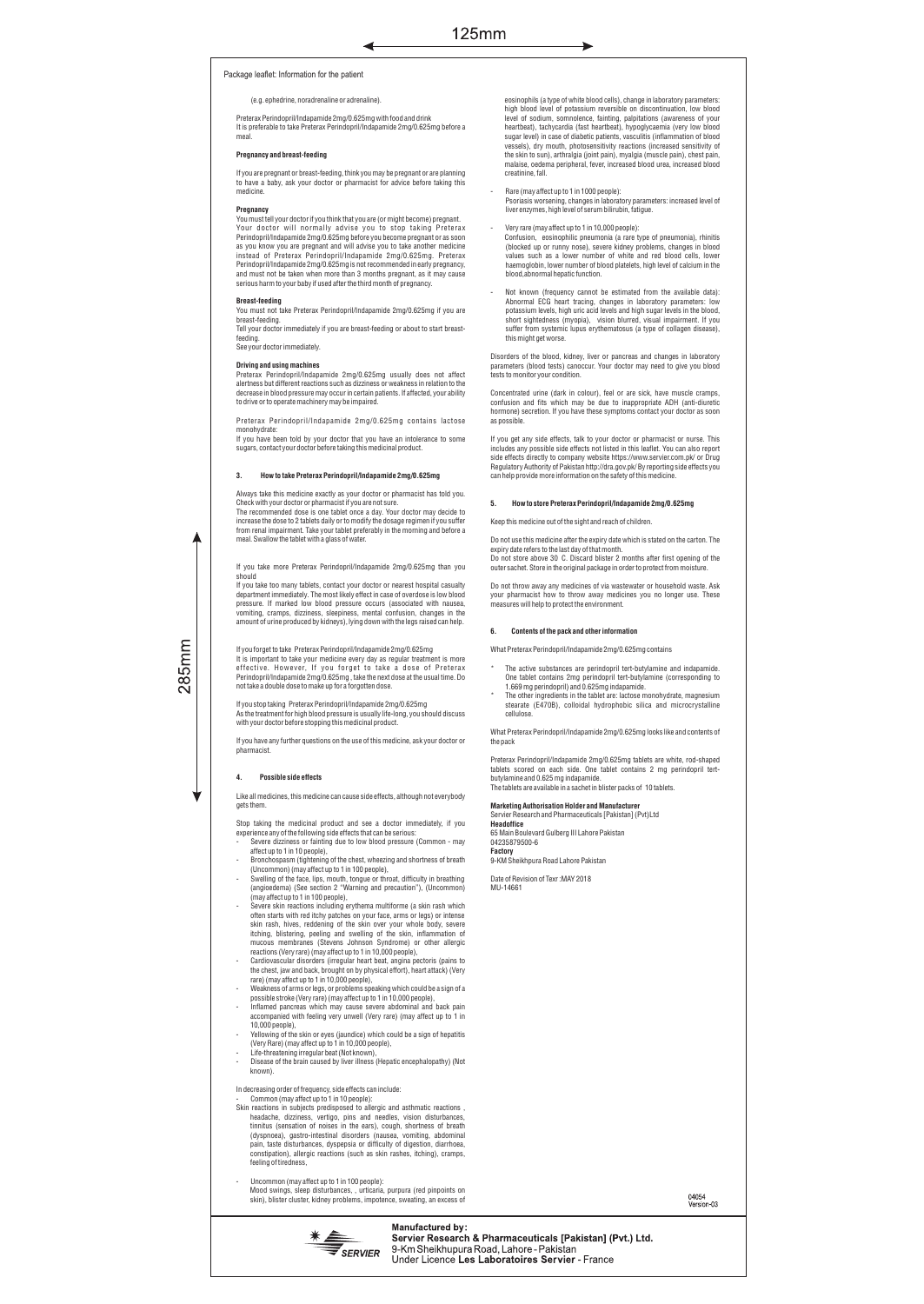Package leaflet: Information for the patient

(e.g. ephedrine, noradrenaline or adrenaline).

Preterax Perindopril/Indapamide 2mg/0.625mg with food and drink
It is preferable to take Preterax Perindopril/Indapamide 2mg/0.625mg before a meal.

**Pregnancy and breast-feeding**

If you are pregnant or breast-feeding, think you may be pregnant or are planning to have a baby, ask your doctor or pharmacist for advice before taking this medicine.

**Pregnancy**
You must tell your doctor if you think that you are (or might become) pregnant.
Your doctor will normally advise you to stop taking Preterax Perindopril/Indapamide 2mg/0.625mg before you become pregnant or as soon as you know you are pregnant and will advise you to take another medicine instead of Preterax Perindopril/Indapamide 2mg/0.625mg. Preterax Perindopril/Indapamide 2mg/0.625mg is not recommended in early pregnancy, and must not be taken when more than 3 months pregnant, as it may cause serious harm to your baby if used after the third month of pregnancy.

**Breast-feeding**
You must not take Preterax Perindopril/Indapamide 2mg/0.625mg if you are breast-feeding.
Tell your doctor immediately if you are breast-feeding or about to start breast-feeding.
See your doctor immediately.

**Driving and using machines**
Preterax Perindopril/Indapamide 2mg/0.625mg usually does not affect alertness but different reactions such as dizziness or weakness in relation to the decrease in blood pressure may occur in certain patients. If affected, your ability to drive or to operate machinery may be impaired.

Preterax Perindopril/Indapamide 2mg/0.625mg contains lactose monohydrate:
If you have been told by your doctor that you have an intolerance to some sugars, contact your doctor before taking this medicinal product.

## 3. How to take Preterax Perindopril/Indapamide 2mg/0.625mg

Always take this medicine exactly as your doctor or pharmacist has told you. Check with your doctor or pharmacist if you are not sure.
The recommended dose is one tablet once a day. Your doctor may decide to increase the dose to 2 tablets daily or to modify the dosage regimen if you suffer from renal impairment. Take your tablet preferably in the morning and before a meal. Swallow the tablet with a glass of water.

If you take more Preterax Perindopril/Indapamide 2mg/0.625mg than you should
If you take too many tablets, contact your doctor or nearest hospital casualty department immediately. The most likely effect in case of overdose is low blood pressure. If marked low blood pressure occurs (associated with nausea, vomiting, cramps, dizziness, sleepiness, mental confusion, changes in the amount of urine produced by kidneys), lying down with the legs raised can help.

If you forget to take Preterax Perindopril/Indapamide 2mg/0.625mg
It is important to take your medicine every day as regular treatment is more effective. However, If you forget to take a dose of Preterax Perindopril/Indapamide 2mg/0.625mg , take the next dose at the usual time. Do not take a double dose to make up for a forgotten dose.

If you stop taking Preterax Perindopril/Indapamide 2mg/0.625mg
As the treatment for high blood pressure is usually life-long, you should discuss with your doctor before stopping this medicinal product.

If you have any further questions on the use of this medicine, ask your doctor or pharmacist.

## 4. Possible side effects

Like all medicines, this medicine can cause side effects, although not everybody gets them.

Stop taking the medicinal product and see a doctor immediately, if you experience any of the following side effects that can be serious:

- Severe dizziness or fainting due to low blood pressure (Common - may affect up to 1 in 10 people),
- Bronchospasm (tightening of the chest, wheezing and shortness of breath (Uncommon) (may affect up to 1 in 100 people),
- Swelling of the face, lips, mouth, tongue or throat, difficulty in breathing (angioedema) (See section 2 "Warning and precaution"), (Uncommon) (may affect up to 1 in 100 people),
- Severe skin reactions including erythema multiforme (a skin rash which often starts with red itchy patches on your face, arms or legs) or intense skin rash, hives, reddening of the skin over your whole body, severe itching, blistering, peeling and swelling of the skin, inflammation of mucous membranes (Stevens Johnson Syndrome) or other allergic reactions (Very rare) (may affect up to 1 in 10,000 people),
- Cardiovascular disorders (irregular heart beat, angina pectoris (pains to the chest, jaw and back, brought on by physical effort), heart attack) (Very rare) (may affect up to 1 in 10,000 people),
- Weakness of arms or legs, or problems speaking which could be a sign of a possible stroke (Very rare) (may affect up to 1 in 10,000 people),
- Inflamed pancreas which may cause severe abdominal and back pain accompanied with feeling very unwell (Very rare) (may affect up to 1 in 10,000 people),
- Yellowing of the skin or eyes (jaundice) which could be a sign of hepatitis (Very Rare) (may affect up to 1 in 10,000 people),
- Life-threatening irregular beat (Not known),
- Disease of the brain caused by liver illness (Hepatic encephalopathy) (Not known).

In decreasing order of frequency, side effects can include:

- Common (may affect up to 1 in 10 people):
Skin reactions in subjects predisposed to allergic and asthmatic reactions , headache, dizziness, vertigo, pins and needles, vision disturbances, tinnitus (sensation of noises in the ears), cough, shortness of breath (dyspnoea), gastro-intestinal disorders (nausea, vomiting, abdominal pain, taste disturbances, dyspepsia or difficulty of digestion, diarrhoea, constipation), allergic reactions (such as skin rashes, itching), cramps, feeling of tiredness,

- Uncommon (may affect up to 1 in 100 people):
Mood swings, sleep disturbances, , urticaria, purpura (red pinpoints on skin), blister cluster, kidney problems, impotence, sweating, an excess of eosinophils (a type of white blood cells), change in laboratory parameters: high blood level of potassium reversible on discontinuation, low blood level of sodium, somnolence, fainting, palpitations (awareness of your heartbeat), tachycardia (fast heartbeat), hypoglycaemia (very low blood sugar level) in case of diabetic patients, vasculitis (inflammation of blood vessels), dry mouth, photosensitivity reactions (increased sensitivity of the skin to sun), arthralgia (joint pain), myalgia (muscle pain), chest pain, malaise, oedema peripheral, fever, increased blood urea, increased blood creatinine, fall.

- Rare (may affect up to 1 in 1000 people):
Psoriasis worsening, changes in laboratory parameters: increased level of liver enzymes, high level of serum bilirubin, fatigue.

- Very rare (may affect up to 1 in 10,000 people):
Confusion, eosinophilic pneumonia (a rare type of pneumonia), rhinitis (blocked up or runny nose), severe kidney problems, changes in blood values such as a lower number of white and red blood cells, lower haemoglobin, lower number of blood platelets, high level of calcium in the blood,abnormal hepatic function.

- Not known (frequency cannot be estimated from the available data):
Abnormal ECG heart tracing, changes in laboratory parameters: low potassium levels, high uric acid levels and high sugar levels in the blood, short sightedness (myopia), vision blurred, visual impairment. If you suffer from systemic lupus erythematosus (a type of collagen disease), this might get worse.

Disorders of the blood, kidney, liver or pancreas and changes in laboratory parameters (blood tests) canoccur. Your doctor may need to give you blood tests to monitor your condition.

Concentrated urine (dark in colour), feel or are sick, have muscle cramps, confusion and fits which may be due to inappropriate ADH (anti-diuretic hormone) secretion. If you have these symptoms contact your doctor as soon as possible.

If you get any side effects, talk to your doctor or pharmacist or nurse. This includes any possible side effects not listed in this leaflet. You can also report side effects directly to company website https://www.servier.com.pk/ or Drug Regulatory Authority of Pakistan http://dra.gov.pk/ By reporting side effects you can help provide more information on the safety of this medicine.

## 5. How to store Preterax Perindopril/Indapamide 2mg/0.625mg

Keep this medicine out of the sight and reach of children.

Do not use this medicine after the expiry date which is stated on the carton. The expiry date refers to the last day of that month.
Do not store above 30 C. Discard blister 2 months after first opening of the outer sachet. Store in the original package in order to protect from moisture.

Do not throw away any medicines of via wastewater or household waste. Ask your pharmacist how to throw away medicines you no longer use. These measures will help to protect the environment.

## 6. Contents of the pack and other information

What Preterax Perindopril/Indapamide 2mg/0.625mg contains

* The active substances are perindopril tert-butylamine and indapamide. One tablet contains 2mg perindopril tert-butylamine (corresponding to 1.669 mg perindopril) and 0.625mg indapamide.
* The other ingredients in the tablet are: lactose monohydrate, magnesium stearate (E470B), colloidal hydrophobic silica and microcrystalline cellulose.

What Preterax Perindopril/Indapamide 2mg/0.625mg looks like and contents of the pack

Preterax Perindopril/Indapamide 2mg/0.625mg tablets are white, rod-shaped tablets scored on each side. One tablet contains 2 mg perindopril tert-butylamine and 0.625 mg indapamide.
The tablets are available in a sachet in blister packs of 10 tablets.

**Marketing Authorisation Holder and Manufacturer**
Servier Research and Pharmaceuticals [Pakistan] (Pvt) Ltd
**Headoffice**
65 Main Boulevard Gulberg III Lahore Pakistan
04235879500-6
**Factory**
9-KM Sheikhpura Road Lahore Pakistan

Date of Revision of Text :MAY 2018
MU-14661

04054
Version-03

**Manufactured by:**
**Servier Research & Pharmaceuticals [Pakistan] (Pvt.) Ltd.**
9-Km Sheikhupura Road, Lahore - Pakistan
Under Licence **Les Laboratoires Servier** - France